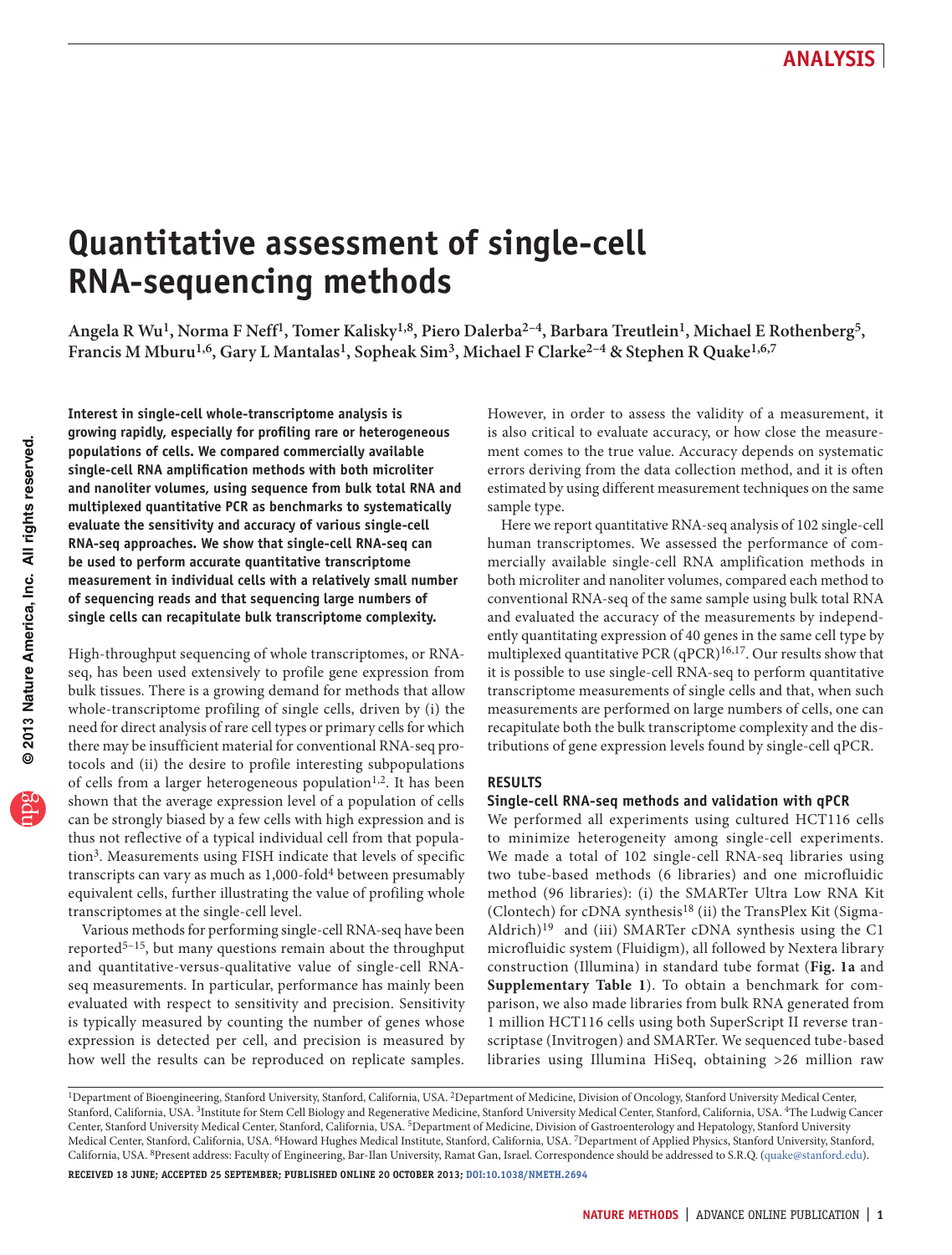# Quantitative assessment of single-cell RNA-sequencing methods

Angela R Wu[1], Norma F Neff[1], Tomer Kalisky[1,8], Piero Dalerba[2–4], Barbara Treutlein[1], Michael E Rothenberg[5], Francis M Mburu[1,6], Gary L Mantalas[1], Sopheak Sim[3], Michael F Clarke[2–4] & Stephen R Quake[1,6,7]

**Interest in single-cell whole-transcriptome analysis is growing rapidly, especially for profiling rare or heterogeneous populations of cells. We compared commercially available single-cell RNA amplification methods with both microliter and nanoliter volumes, using sequence from bulk total RNA and multiplexed quantitative PCR as benchmarks to systematically evaluate the sensitivity and accuracy of various single-cell RNA-seq approaches. We show that single-cell RNA-seq can be used to perform accurate quantitative transcriptome measurement in individual cells with a relatively small number of sequencing reads and that sequencing large numbers of single cells can recapitulate bulk transcriptome complexity.**

High-throughput sequencing of whole transcriptomes, or RNA-seq, has been used extensively to profile gene expression from bulk tissues. There is a growing demand for methods that allow whole-transcriptome profiling of single cells, driven by (i) the need for direct analysis of rare cell types or primary cells for which there may be insufficient material for conventional RNA-seq protocols and (ii) the desire to profile interesting subpopulations of cells from a larger heterogeneous population[1,2]. It has been shown that the average expression level of a population of cells can be strongly biased by a few cells with high expression and is thus not reflective of a typical individual cell from that population[3]. Measurements using FISH indicate that levels of specific transcripts can vary as much as 1,000-fold[4] between presumably equivalent cells, further illustrating the value of profiling whole transcriptomes at the single-cell level.

Various methods for performing single-cell RNA-seq have been reported[5–15], but many questions remain about the throughput and quantitative-versus-qualitative value of single-cell RNA-seq measurements. In particular, performance has mainly been evaluated with respect to sensitivity and precision. Sensitivity is typically measured by counting the number of genes whose expression is detected per cell, and precision is measured by how well the results can be reproduced on replicate samples. However, in order to assess the validity of a measurement, it is also critical to evaluate accuracy, or how close the measurement comes to the true value. Accuracy depends on systematic errors deriving from the data collection method, and it is often estimated by using different measurement techniques on the same sample type.

Here we report quantitative RNA-seq analysis of 102 single-cell human transcriptomes. We assessed the performance of commercially available single-cell RNA amplification methods in both microliter and nanoliter volumes, compared each method to conventional RNA-seq of the same sample using bulk total RNA and evaluated the accuracy of the measurements by independently quantitating expression of 40 genes in the same cell type by multiplexed quantitative PCR (qPCR)[16,17]. Our results show that it is possible to use single-cell RNA-seq to perform quantitative transcriptome measurements of single cells and that, when such measurements are performed on large numbers of cells, one can recapitulate both the bulk transcriptome complexity and the distributions of gene expression levels found by single-cell qPCR.

## RESULTS

### Single-cell RNA-seq methods and validation with qPCR

We performed all experiments using cultured HCT116 cells to minimize heterogeneity among single-cell experiments. We made a total of 102 single-cell RNA-seq libraries using two tube-based methods (6 libraries) and one microfluidic method (96 libraries): (i) the SMARTer Ultra Low RNA Kit (Clontech) for cDNA synthesis[18] (ii) the TransPlex Kit (Sigma-Aldrich)[19] and (iii) SMARTer cDNA synthesis using the C1 microfluidic system (Fluidigm), all followed by Nextera library construction (Illumina) in standard tube format (**Fig. 1a** and **Supplementary Table 1**). To obtain a benchmark for comparison, we also made libraries from bulk RNA generated from 1 million HCT116 cells using both SuperScript II reverse transcriptase (Invitrogen) and SMARTer. We sequenced tube-based libraries using Illumina HiSeq, obtaining >26 million raw

[1]Department of Bioengineering, Stanford University, Stanford, California, USA. [2]Department of Medicine, Division of Oncology, Stanford University Medical Center, Stanford, California, USA. [3]Institute for Stem Cell Biology and Regenerative Medicine, Stanford University Medical Center, Stanford, California, USA. [4]The Ludwig Cancer Center, Stanford University Medical Center, Stanford, California, USA. [5]Department of Medicine, Division of Gastroenterology and Hepatology, Stanford University Medical Center, Stanford, California, USA. [6]Howard Hughes Medical Institute, Stanford, California, USA. [7]Department of Applied Physics, Stanford University, Stanford, California, USA. [8]Present address: Faculty of Engineering, Bar-Ilan University, Ramat Gan, Israel. Correspondence should be addressed to S.R.Q. (quake@stanford.edu).

**Received 18 June; accepted 25 September; published online 20 October 2013; doi:10.1038/nmeth.2694**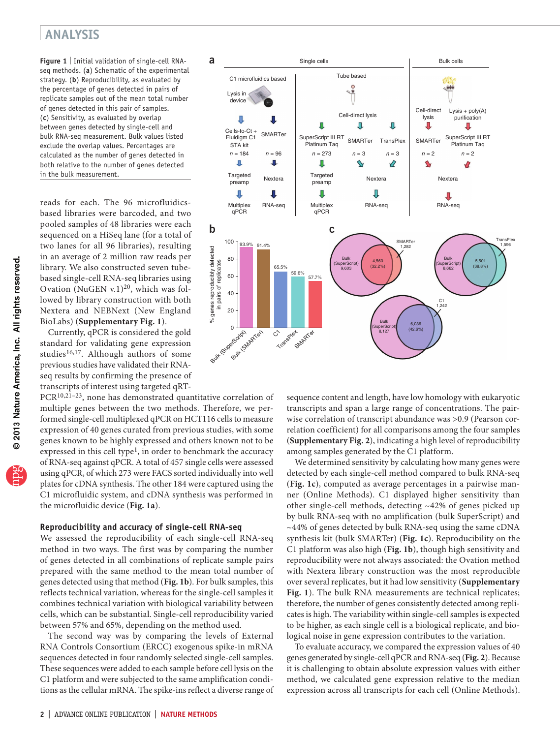**Figure 1** | Initial validation of single-cell RNA-seq methods. (**a**) Schematic of the experimental strategy. (**b**) Reproducibility, as evaluated by the percentage of genes detected in pairs of replicate samples out of the mean total number of genes detected in this pair of samples. (**c**) Sensitivity, as evaluated by overlap between genes detected by single-cell and bulk RNA-seq measurement. Bulk values listed exclude the overlap values. Percentages are calculated as the number of genes detected in both relative to the number of genes detected in the bulk measurement.

reads for each. The 96 microfluidics-based libraries were barcoded, and two pooled samples of 48 libraries were each sequenced on a HiSeq lane (for a total of two lanes for all 96 libraries), resulting in an average of 2 million raw reads per library. We also constructed seven tube-based single-cell RNA-seq libraries using Ovation (NuGEN v.1)[20], which was followed by library construction with both Nextera and NEBNext (New England BioLabs) (**Supplementary Fig. 1**).

Currently, qPCR is considered the gold standard for validating gene expression studies[16,17]. Although authors of some previous studies have validated their RNA-seq results by confirming the presence of transcripts of interest using targeted qRT-PCR[10,21–23], none has demonstrated quantitative correlation of multiple genes between the two methods. Therefore, we performed single-cell multiplexed qPCR on HCT116 cells to measure expression of 40 genes curated from previous studies, with some genes known to be highly expressed and others known not to be expressed in this cell type[1], in order to benchmark the accuracy of RNA-seq against qPCR. A total of 457 single cells were assessed using qPCR, of which 273 were FACS sorted individually into well plates for cDNA synthesis. The other 184 were captured using the C1 microfluidic system, and cDNA synthesis was performed in the microfluidic device (**Fig. 1a**).

### Reproducibility and accuracy of single-cell RNA-seq

We assessed the reproducibility of each single-cell RNA-seq method in two ways. The first was by comparing the number of genes detected in all combinations of replicate sample pairs prepared with the same method to the mean total number of genes detected using that method (**Fig. 1b**). For bulk samples, this reflects technical variation, whereas for the single-cell samples it combines technical variation with biological variability between cells, which can be substantial. Single-cell reproducibility varied between 57% and 65%, depending on the method used.

The second way was by comparing the levels of External RNA Controls Consortium (ERCC) exogenous spike-in mRNA sequences detected in four randomly selected single-cell samples. These sequences were added to each sample before cell lysis on the C1 platform and were subjected to the same amplification conditions as the cellular mRNA. The spike-ins reflect a diverse range of sequence content and length, have low homology with eukaryotic transcripts and span a large range of concentrations. The pairwise correlation of transcript abundance was >0.9 (Pearson correlation coefficient) for all comparisons among the four samples (**Supplementary Fig. 2**), indicating a high level of reproducibility among samples generated by the C1 platform.

We determined sensitivity by calculating how many genes were detected by each single-cell method compared to bulk RNA-seq (**Fig. 1c**), computed as average percentages in a pairwise manner (Online Methods). C1 displayed higher sensitivity than other single-cell methods, detecting ~42% of genes picked up by bulk RNA-seq with no amplification (bulk SuperScript) and ~44% of genes detected by bulk RNA-seq using the same cDNA synthesis kit (bulk SMARTer) (**Fig. 1c**). Reproducibility on the C1 platform was also high (**Fig. 1b**), though high sensitivity and reproducibility were not always associated: the Ovation method with Nextera library construction was the most reproducible over several replicates, but it had low sensitivity (**Supplementary Fig. 1**). The bulk RNA measurements are technical replicates; therefore, the number of genes consistently detected among replicates is high. The variability within single-cell samples is expected to be higher, as each single cell is a biological replicate, and biological noise in gene expression contributes to the variation.

To evaluate accuracy, we compared the expression values of 40 genes generated by single-cell qPCR and RNA-seq (**Fig. 2**). Because it is challenging to obtain absolute expression values with either method, we calculated gene expression relative to the median expression across all transcripts for each cell (Online Methods).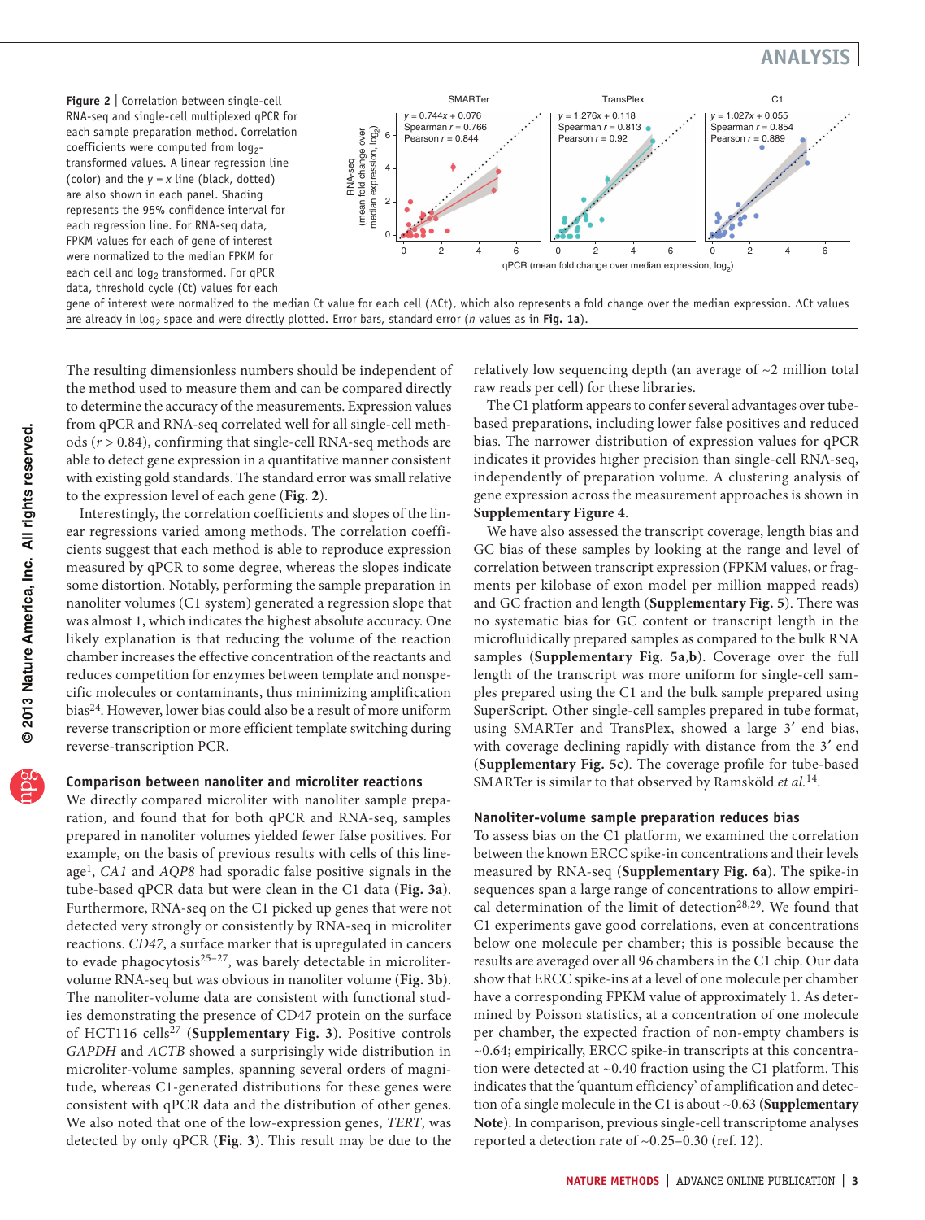**Figure 2** | Correlation between single-cell RNA-seq and single-cell multiplexed qPCR for each sample preparation method. Correlation coefficients were computed from $\log_2$-transformed values. A linear regression line (color) and the $y = x$ line (black, dotted) are also shown in each panel. Shading represents the 95% confidence interval for each regression line. For RNA-seq data, FPKM values for each of gene of interest were normalized to the median FPKM for each cell and $\log_2$ transformed. For qPCR data, threshold cycle (Ct) values for each gene of interest were normalized to the median Ct value for each cell ($\Delta$Ct), which also represents a fold change over the median expression. $\Delta$Ct values are already in $\log_2$ space and were directly plotted. Error bars, standard error ($n$ values as in **Fig. 1a**).

The resulting dimensionless numbers should be independent of the method used to measure them and can be compared directly to determine the accuracy of the measurements. Expression values from qPCR and RNA-seq correlated well for all single-cell methods ($r > 0.84$), confirming that single-cell RNA-seq methods are able to detect gene expression in a quantitative manner consistent with existing gold standards. The standard error was small relative to the expression level of each gene (**Fig. 2**).

Interestingly, the correlation coefficients and slopes of the linear regressions varied among methods. The correlation coefficients suggest that each method is able to reproduce expression measured by qPCR to some degree, whereas the slopes indicate some distortion. Notably, performing the sample preparation in nanoliter volumes (C1 system) generated a regression slope that was almost 1, which indicates the highest absolute accuracy. One likely explanation is that reducing the volume of the reaction chamber increases the effective concentration of the reactants and reduces competition for enzymes between template and nonspecific molecules or contaminants, thus minimizing amplification bias[24]. However, lower bias could also be a result of more uniform reverse transcription or more efficient template switching during reverse-transcription PCR.

## Comparison between nanoliter and microliter reactions

We directly compared microliter with nanoliter sample preparation, and found that for both qPCR and RNA-seq, samples prepared in nanoliter volumes yielded fewer false positives. For example, on the basis of previous results with cells of this lineage[1], *CA1* and *AQP8* had sporadic false positive signals in the tube-based qPCR data but were clean in the C1 data (**Fig. 3a**). Furthermore, RNA-seq on the C1 picked up genes that were not detected very strongly or consistently by RNA-seq in microliter reactions. *CD47*, a surface marker that is upregulated in cancers to evade phagocytosis[25–27], was barely detectable in microliter-volume RNA-seq but was obvious in nanoliter volume (**Fig. 3b**). The nanoliter-volume data are consistent with functional studies demonstrating the presence of CD47 protein on the surface of HCT116 cells[27] (**Supplementary Fig. 3**). Positive controls *GAPDH* and *ACTB* showed a surprisingly wide distribution in microliter-volume samples, spanning several orders of magnitude, whereas C1-generated distributions for these genes were consistent with qPCR data and the distribution of other genes. We also noted that one of the low-expression genes, *TERT*, was detected by only qPCR (**Fig. 3**). This result may be due to the relatively low sequencing depth (an average of ~2 million total raw reads per cell) for these libraries.

The C1 platform appears to confer several advantages over tube-based preparations, including lower false positives and reduced bias. The narrower distribution of expression values for qPCR indicates it provides higher precision than single-cell RNA-seq, independently of preparation volume. A clustering analysis of gene expression across the measurement approaches is shown in **Supplementary Figure 4**.

We have also assessed the transcript coverage, length bias and GC bias of these samples by looking at the range and level of correlation between transcript expression (FPKM values, or fragments per kilobase of exon model per million mapped reads) and GC fraction and length (**Supplementary Fig. 5**). There was no systematic bias for GC content or transcript length in the microfluidically prepared samples as compared to the bulk RNA samples (**Supplementary Fig. 5a**,**b**). Coverage over the full length of the transcript was more uniform for single-cell samples prepared using the C1 and the bulk sample prepared using SuperScript. Other single-cell samples prepared in tube format, using SMARTer and TransPlex, showed a large 3′ end bias, with coverage declining rapidly with distance from the 3′ end (**Supplementary Fig. 5c**). The coverage profile for tube-based SMARTer is similar to that observed by Ramsköld *et al.*[14].

## Nanoliter-volume sample preparation reduces bias

To assess bias on the C1 platform, we examined the correlation between the known ERCC spike-in concentrations and their levels measured by RNA-seq (**Supplementary Fig. 6a**). The spike-in sequences span a large range of concentrations to allow empirical determination of the limit of detection[28,29]. We found that C1 experiments gave good correlations, even at concentrations below one molecule per chamber; this is possible because the results are averaged over all 96 chambers in the C1 chip. Our data show that ERCC spike-ins at a level of one molecule per chamber have a corresponding FPKM value of approximately 1. As determined by Poisson statistics, at a concentration of one molecule per chamber, the expected fraction of non-empty chambers is ~0.64; empirically, ERCC spike-in transcripts at this concentration were detected at ~0.40 fraction using the C1 platform. This indicates that the 'quantum efficiency' of amplification and detection of a single molecule in the C1 is about ~0.63 (**Supplementary Note**). In comparison, previous single-cell transcriptome analyses reported a detection rate of ~0.25–0.30 (ref. 12).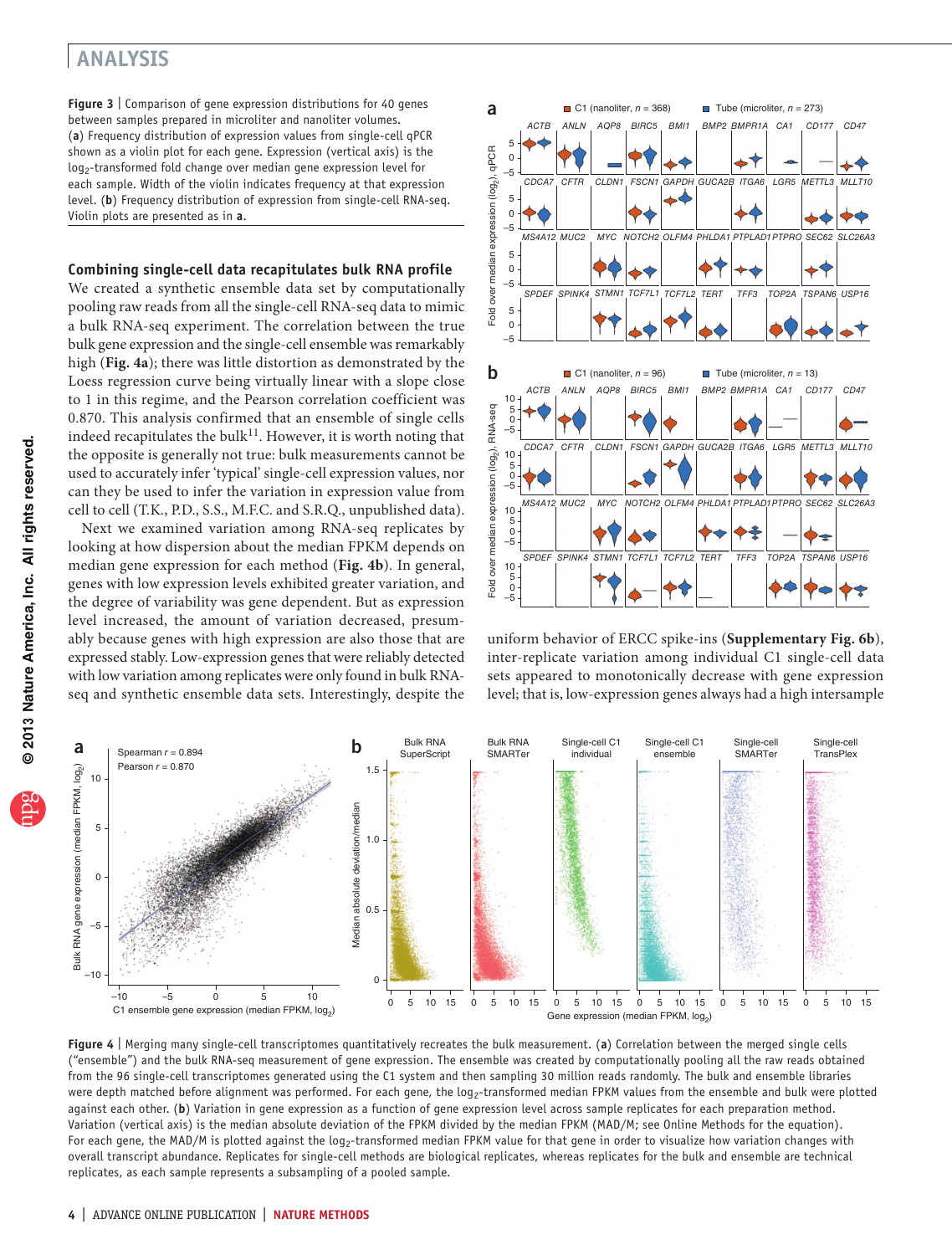**Figure 3** | Comparison of gene expression distributions for 40 genes between samples prepared in microliter and nanoliter volumes. (**a**) Frequency distribution of expression values from single-cell qPCR shown as a violin plot for each gene. Expression (vertical axis) is the $\log_2$-transformed fold change over median gene expression level for each sample. Width of the violin indicates frequency at that expression level. (**b**) Frequency distribution of expression from single-cell RNA-seq. Violin plots are presented as in **a**.

### Combining single-cell data recapitulates bulk RNA profile

We created a synthetic ensemble data set by computationally pooling raw reads from all the single-cell RNA-seq data to mimic a bulk RNA-seq experiment. The correlation between the true bulk gene expression and the single-cell ensemble was remarkably high (**Fig. 4a**); there was little distortion as demonstrated by the Loess regression curve being virtually linear with a slope close to 1 in this regime, and the Pearson correlation coefficient was 0.870. This analysis confirmed that an ensemble of single cells indeed recapitulates the bulk[11]. However, it is worth noting that the opposite is generally not true: bulk measurements cannot be used to accurately infer 'typical' single-cell expression values, nor can they be used to infer the variation in expression value from cell to cell (T.K., P.D., S.S., M.F.C. and S.R.Q., unpublished data).

Next we examined variation among RNA-seq replicates by looking at how dispersion about the median FPKM depends on median gene expression for each method (**Fig. 4b**). In general, genes with low expression levels exhibited greater variation, and the degree of variability was gene dependent. But as expression level increased, the amount of variation decreased, presumably because genes with high expression are also those that are expressed stably. Low-expression genes that were reliably detected with low variation among replicates were only found in bulk RNA-seq and synthetic ensemble data sets. Interestingly, despite the uniform behavior of ERCC spike-ins (**Supplementary Fig. 6b**), inter-replicate variation among individual C1 single-cell data sets appeared to monotonically decrease with gene expression level; that is, low-expression genes always had a high intersample

**Figure 4** | Merging many single-cell transcriptomes quantitatively recreates the bulk measurement. (**a**) Correlation between the merged single cells ("ensemble") and the bulk RNA-seq measurement of gene expression. The ensemble was created by computationally pooling all the raw reads obtained from the 96 single-cell transcriptomes generated using the C1 system and then sampling 30 million reads randomly. The bulk and ensemble libraries were depth matched before alignment was performed. For each gene, the $\log_2$-transformed median FPKM values from the ensemble and bulk were plotted against each other. (**b**) Variation in gene expression as a function of gene expression level across sample replicates for each preparation method. Variation (vertical axis) is the median absolute deviation of the FPKM divided by the median FPKM (MAD/M; see Online Methods for the equation). For each gene, the MAD/M is plotted against the $\log_2$-transformed median FPKM value for that gene in order to visualize how variation changes with overall transcript abundance. Replicates for single-cell methods are biological replicates, whereas replicates for the bulk and ensemble are technical replicates, as each sample represents a subsampling of a pooled sample.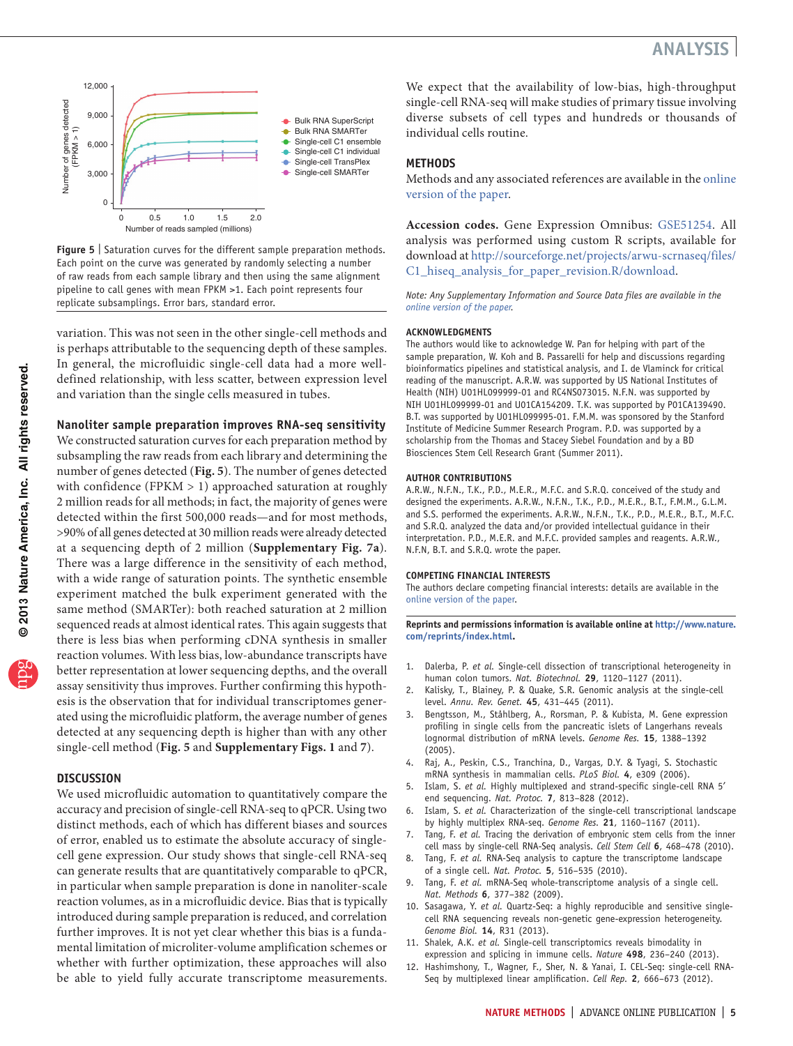Figure 5 | Saturation curves for the different sample preparation methods. Each point on the curve was generated by randomly selecting a number of raw reads from each sample library and then using the same alignment pipeline to call genes with mean FPKM >1. Each point represents four replicate subsamplings. Error bars, standard error.

variation. This was not seen in the other single-cell methods and is perhaps attributable to the sequencing depth of these samples. In general, the microfluidic single-cell data had a more well-defined relationship, with less scatter, between expression level and variation than the single cells measured in tubes.

### Nanoliter sample preparation improves RNA-seq sensitivity

We constructed saturation curves for each preparation method by subsampling the raw reads from each library and determining the number of genes detected (**Fig. 5**). The number of genes detected with confidence (FPKM > 1) approached saturation at roughly 2 million reads for all methods; in fact, the majority of genes were detected within the first 500,000 reads—and for most methods, >90% of all genes detected at 30 million reads were already detected at a sequencing depth of 2 million (**Supplementary Fig. 7a**). There was a large difference in the sensitivity of each method, with a wide range of saturation points. The synthetic ensemble experiment matched the bulk experiment generated with the same method (SMARTer): both reached saturation at 2 million sequenced reads at almost identical rates. This again suggests that there is less bias when performing cDNA synthesis in smaller reaction volumes. With less bias, low-abundance transcripts have better representation at lower sequencing depths, and the overall assay sensitivity thus improves. Further confirming this hypothesis is the observation that for individual transcriptomes generated using the microfluidic platform, the average number of genes detected at any sequencing depth is higher than with any other single-cell method (**Fig. 5** and **Supplementary Figs. 1** and **7**).

## DISCUSSION

We used microfluidic automation to quantitatively compare the accuracy and precision of single-cell RNA-seq to qPCR. Using two distinct methods, each of which has different biases and sources of error, enabled us to estimate the absolute accuracy of single-cell gene expression. Our study shows that single-cell RNA-seq can generate results that are quantitatively comparable to qPCR, in particular when sample preparation is done in nanoliter-scale reaction volumes, as in a microfluidic device. Bias that is typically introduced during sample preparation is reduced, and correlation further improves. It is not yet clear whether this bias is a fundamental limitation of microliter-volume amplification schemes or whether with further optimization, these approaches will also be able to yield fully accurate transcriptome measurements.

We expect that the availability of low-bias, high-throughput single-cell RNA-seq will make studies of primary tissue involving diverse subsets of cell types and hundreds or thousands of individual cells routine.

## METHODS

Methods and any associated references are available in the online version of the paper.

**Accession codes.** Gene Expression Omnibus: GSE51254. All analysis was performed using custom R scripts, available for download at http://sourceforge.net/projects/arwu-scrnaseq/files/C1_hiseq_analysis_for_paper_revision.R/download.

*Note: Any Supplementary Information and Source Data files are available in the online version of the paper.*

#### ACKNOWLEDGMENTS

The authors would like to acknowledge W. Pan for helping with part of the sample preparation, W. Koh and B. Passarelli for help and discussions regarding bioinformatics pipelines and statistical analysis, and I. de Vlaminck for critical reading of the manuscript. A.R.W. was supported by US National Institutes of Health (NIH) U01HL099999-01 and RC4NS073015. N.F.N. was supported by NIH U01HL099999-01 and U01CA154209. T.K. was supported by P01CA139490. B.T. was supported by U01HL099995-01. F.M.M. was sponsored by the Stanford Institute of Medicine Summer Research Program. P.D. was supported by a scholarship from the Thomas and Stacey Siebel Foundation and by a BD Biosciences Stem Cell Research Grant (Summer 2011).

#### AUTHOR CONTRIBUTIONS

A.R.W., N.F.N., T.K., P.D., M.E.R., M.F.C. and S.R.Q. conceived of the study and designed the experiments. A.R.W., N.F.N., T.K., P.D., M.E.R., B.T., F.M.M., G.L.M. and S.S. performed the experiments. A.R.W., N.F.N., T.K., P.D., M.E.R., B.T., M.F.C. and S.R.Q. analyzed the data and/or provided intellectual guidance in their interpretation. P.D., M.E.R. and M.F.C. provided samples and reagents. A.R.W., N.F.N, B.T. and S.R.Q. wrote the paper.

#### COMPETING FINANCIAL INTERESTS

The authors declare competing financial interests: details are available in the online version of the paper.

**Reprints and permissions information is available online at http://www.nature.com/reprints/index.html.**

1. Dalerba, P. *et al.* Single-cell dissection of transcriptional heterogeneity in human colon tumors. *Nat. Biotechnol.* **29**, 1120–1127 (2011).
2. Kalisky, T., Blainey, P. & Quake, S.R. Genomic analysis at the single-cell level. *Annu. Rev. Genet.* **45**, 431–445 (2011).
3. Bengtsson, M., Ståhlberg, A., Rorsman, P. & Kubista, M. Gene expression profiling in single cells from the pancreatic islets of Langerhans reveals lognormal distribution of mRNA levels. *Genome Res.* **15**, 1388–1392 (2005).
4. Raj, A., Peskin, C.S., Tranchina, D., Vargas, D.Y. & Tyagi, S. Stochastic mRNA synthesis in mammalian cells. *PLoS Biol.* **4**, e309 (2006).
5. Islam, S. *et al.* Highly multiplexed and strand-specific single-cell RNA 5′ end sequencing. *Nat. Protoc.* **7**, 813–828 (2012).
6. Islam, S. *et al.* Characterization of the single-cell transcriptional landscape by highly multiplex RNA-seq. *Genome Res.* **21**, 1160–1167 (2011).
7. Tang, F. *et al.* Tracing the derivation of embryonic stem cells from the inner cell mass by single-cell RNA-Seq analysis. *Cell Stem Cell* **6**, 468–478 (2010).
8. Tang, F. *et al.* RNA-Seq analysis to capture the transcriptome landscape of a single cell. *Nat. Protoc.* **5**, 516–535 (2010).
9. Tang, F. *et al.* mRNA-Seq whole-transcriptome analysis of a single cell. *Nat. Methods* **6**, 377–382 (2009).
10. Sasagawa, Y. *et al.* Quartz-Seq: a highly reproducible and sensitive single-cell RNA sequencing reveals non-genetic gene-expression heterogeneity. *Genome Biol.* **14**, R31 (2013).
11. Shalek, A.K. *et al.* Single-cell transcriptomics reveals bimodality in expression and splicing in immune cells. *Nature* **498**, 236–240 (2013).
12. Hashimshony, T., Wagner, F., Sher, N. & Yanai, I. CEL-Seq: single-cell RNA-Seq by multiplexed linear amplification. *Cell Rep.* **2**, 666–673 (2012).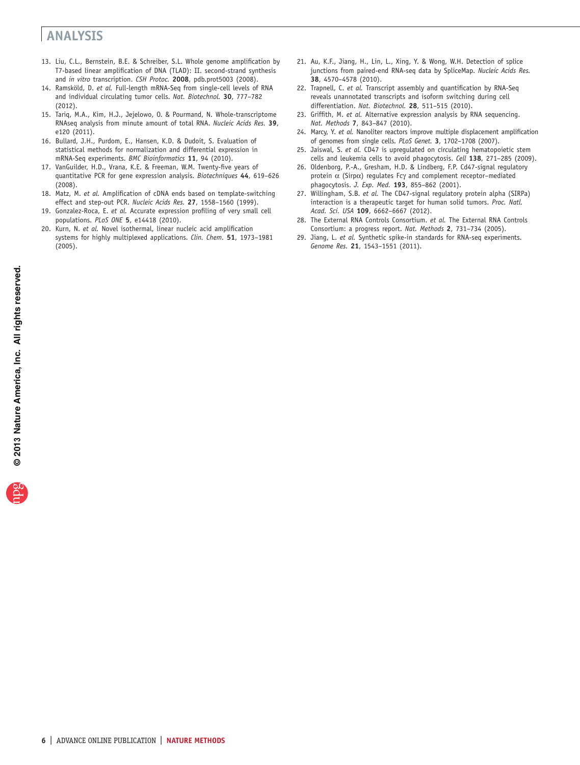13. Liu, C.L., Bernstein, B.E. & Schreiber, S.L. Whole genome amplification by T7-based linear amplification of DNA (TLAD): II. second-strand synthesis and *in vitro* transcription. *CSH Protoc.* **2008**, pdb.prot5003 (2008).
14. Ramsköld, D. *et al.* Full-length mRNA-Seq from single-cell levels of RNA and individual circulating tumor cells. *Nat. Biotechnol.* **30**, 777–782 (2012).
15. Tariq, M.A., Kim, H.J., Jejelowo, O. & Pourmand, N. Whole-transcriptome RNAseq analysis from minute amount of total RNA. *Nucleic Acids Res.* **39**, e120 (2011).
16. Bullard, J.H., Purdom, E., Hansen, K.D. & Dudoit, S. Evaluation of statistical methods for normalization and differential expression in mRNA-Seq experiments. *BMC Bioinformatics* **11**, 94 (2010).
17. VanGuilder, H.D., Vrana, K.E. & Freeman, W.M. Twenty-five years of quantitative PCR for gene expression analysis. *Biotechniques* **44**, 619–626 (2008).
18. Matz, M. *et al.* Amplification of cDNA ends based on template-switching effect and step-out PCR. *Nucleic Acids Res.* **27**, 1558–1560 (1999).
19. Gonzalez-Roca, E. *et al.* Accurate expression profiling of very small cell populations. *PLoS ONE* **5**, e14418 (2010).
20. Kurn, N. *et al.* Novel isothermal, linear nucleic acid amplification systems for highly multiplexed applications. *Clin. Chem.* **51**, 1973–1981 (2005).
21. Au, K.F., Jiang, H., Lin, L., Xing, Y. & Wong, W.H. Detection of splice junctions from paired-end RNA-seq data by SpliceMap. *Nucleic Acids Res.* **38**, 4570–4578 (2010).
22. Trapnell, C. *et al.* Transcript assembly and quantification by RNA-Seq reveals unannotated transcripts and isoform switching during cell differentiation. *Nat. Biotechnol.* **28**, 511–515 (2010).
23. Griffith, M. *et al.* Alternative expression analysis by RNA sequencing. *Nat. Methods* **7**, 843–847 (2010).
24. Marcy, Y. *et al.* Nanoliter reactors improve multiple displacement amplification of genomes from single cells. *PLoS Genet.* **3**, 1702–1708 (2007).
25. Jaiswal, S. *et al.* CD47 is upregulated on circulating hematopoietic stem cells and leukemia cells to avoid phagocytosis. *Cell* **138**, 271–285 (2009).
26. Oldenborg, P.-A., Gresham, H.D. & Lindberg, F.P. Cd47-signal regulatory protein α (Sirpα) regulates Fcγ and complement receptor–mediated phagocytosis. *J. Exp. Med.* **193**, 855–862 (2001).
27. Willingham, S.B. *et al.* The CD47-signal regulatory protein alpha (SIRPa) interaction is a therapeutic target for human solid tumors. *Proc. Natl. Acad. Sci. USA* **109**, 6662–6667 (2012).
28. The External RNA Controls Consortium. *et al.* The External RNA Controls Consortium: a progress report. *Nat. Methods* **2**, 731–734 (2005).
29. Jiang, L. *et al.* Synthetic spike-in standards for RNA-seq experiments. *Genome Res.* **21**, 1543–1551 (2011).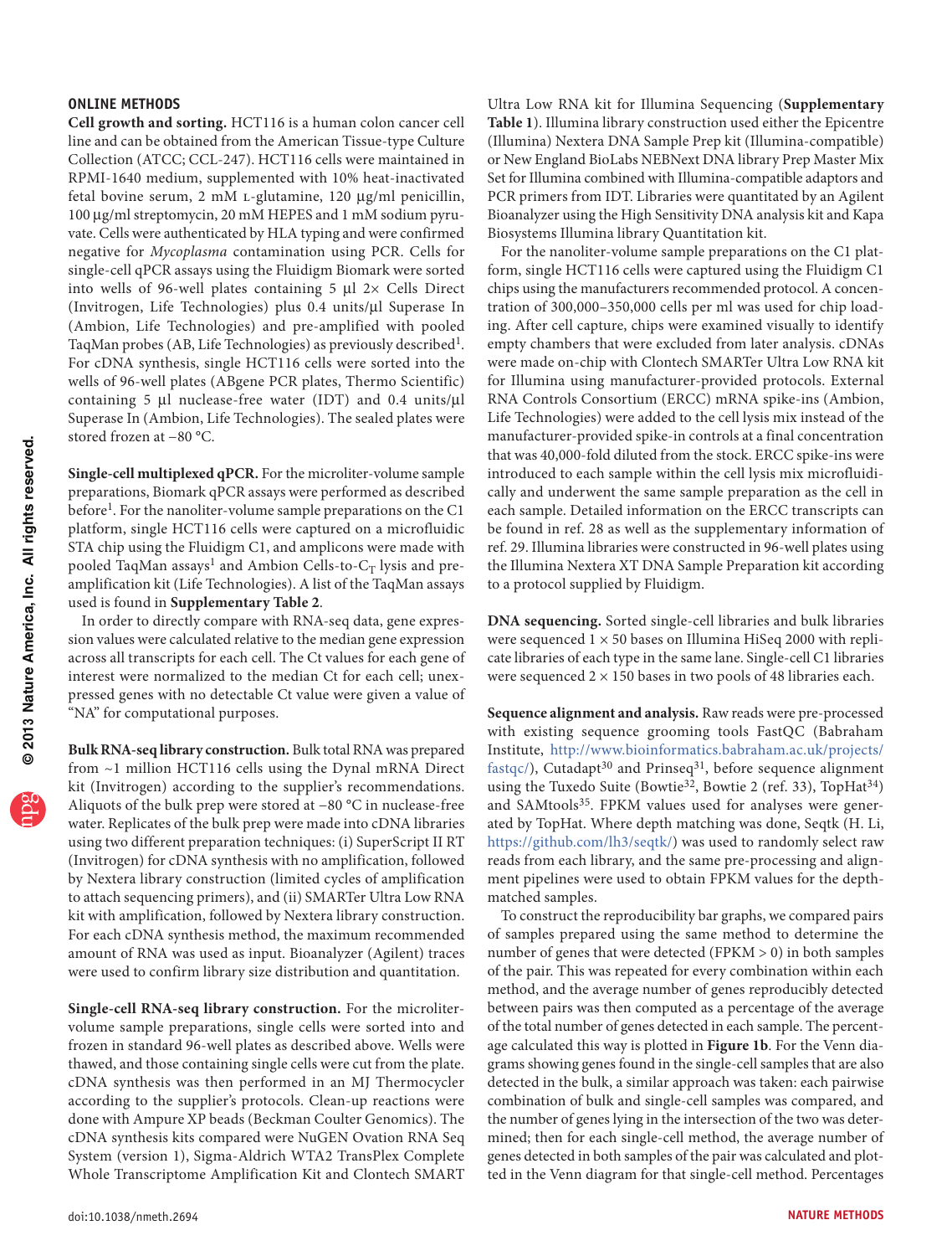## ONLINE METHODS

**Cell growth and sorting.** HCT116 is a human colon cancer cell line and can be obtained from the American Tissue-type Culture Collection (ATCC; CCL-247). HCT116 cells were maintained in RPMI-1640 medium, supplemented with 10% heat-inactivated fetal bovine serum, 2 mM L-glutamine, 120 μg/ml penicillin, 100 μg/ml streptomycin, 20 mM HEPES and 1 mM sodium pyruvate. Cells were authenticated by HLA typing and were confirmed negative for *Mycoplasma* contamination using PCR. Cells for single-cell qPCR assays using the Fluidigm Biomark were sorted into wells of 96-well plates containing 5 μl 2× Cells Direct (Invitrogen, Life Technologies) plus 0.4 units/μl Superase In (Ambion, Life Technologies) and pre-amplified with pooled TaqMan probes (AB, Life Technologies) as previously described[1]. For cDNA synthesis, single HCT116 cells were sorted into the wells of 96-well plates (ABgene PCR plates, Thermo Scientific) containing 5 μl nuclease-free water (IDT) and 0.4 units/μl Superase In (Ambion, Life Technologies). The sealed plates were stored frozen at −80 °C.

**Single-cell multiplexed qPCR.** For the microliter-volume sample preparations, Biomark qPCR assays were performed as described before[1]. For the nanoliter-volume sample preparations on the C1 platform, single HCT116 cells were captured on a microfluidic STA chip using the Fluidigm C1, and amplicons were made with pooled TaqMan assays[1] and Ambion Cells-to-$C_T$ lysis and pre-amplification kit (Life Technologies). A list of the TaqMan assays used is found in **Supplementary Table 2**.

In order to directly compare with RNA-seq data, gene expression values were calculated relative to the median gene expression across all transcripts for each cell. The Ct values for each gene of interest were normalized to the median Ct for each cell; unexpressed genes with no detectable Ct value were given a value of "NA" for computational purposes.

**Bulk RNA-seq library construction.** Bulk total RNA was prepared from ~1 million HCT116 cells using the Dynal mRNA Direct kit (Invitrogen) according to the supplier's recommendations. Aliquots of the bulk prep were stored at −80 °C in nuclease-free water. Replicates of the bulk prep were made into cDNA libraries using two different preparation techniques: (i) SuperScript II RT (Invitrogen) for cDNA synthesis with no amplification, followed by Nextera library construction (limited cycles of amplification to attach sequencing primers), and (ii) SMARTer Ultra Low RNA kit with amplification, followed by Nextera library construction. For each cDNA synthesis method, the maximum recommended amount of RNA was used as input. Bioanalyzer (Agilent) traces were used to confirm library size distribution and quantitation.

**Single-cell RNA-seq library construction.** For the microliter-volume sample preparations, single cells were sorted into and frozen in standard 96-well plates as described above. Wells were thawed, and those containing single cells were cut from the plate. cDNA synthesis was then performed in an MJ Thermocycler according to the supplier's protocols. Clean-up reactions were done with Ampure XP beads (Beckman Coulter Genomics). The cDNA synthesis kits compared were NuGEN Ovation RNA Seq System (version 1), Sigma-Aldrich WTA2 TransPlex Complete Whole Transcriptome Amplification Kit and Clontech SMART Ultra Low RNA kit for Illumina Sequencing (**Supplementary Table 1**). Illumina library construction used either the Epicentre (Illumina) Nextera DNA Sample Prep kit (Illumina-compatible) or New England BioLabs NEBNext DNA library Prep Master Mix Set for Illumina combined with Illumina-compatible adaptors and PCR primers from IDT. Libraries were quantitated by an Agilent Bioanalyzer using the High Sensitivity DNA analysis kit and Kapa Biosystems Illumina library Quantitation kit.

For the nanoliter-volume sample preparations on the C1 platform, single HCT116 cells were captured using the Fluidigm C1 chips using the manufacturers recommended protocol. A concentration of 300,000–350,000 cells per ml was used for chip loading. After cell capture, chips were examined visually to identify empty chambers that were excluded from later analysis. cDNAs were made on-chip with Clontech SMARTer Ultra Low RNA kit for Illumina using manufacturer-provided protocols. External RNA Controls Consortium (ERCC) mRNA spike-ins (Ambion, Life Technologies) were added to the cell lysis mix instead of the manufacturer-provided spike-in controls at a final concentration that was 40,000-fold diluted from the stock. ERCC spike-ins were introduced to each sample within the cell lysis mix microfluidically and underwent the same sample preparation as the cell in each sample. Detailed information on the ERCC transcripts can be found in ref. 28 as well as the supplementary information of ref. 29. Illumina libraries were constructed in 96-well plates using the Illumina Nextera XT DNA Sample Preparation kit according to a protocol supplied by Fluidigm.

**DNA sequencing.** Sorted single-cell libraries and bulk libraries were sequenced 1 × 50 bases on Illumina HiSeq 2000 with replicate libraries of each type in the same lane. Single-cell C1 libraries were sequenced 2 × 150 bases in two pools of 48 libraries each.

**Sequence alignment and analysis.** Raw reads were pre-processed with existing sequence grooming tools FastQC (Babraham Institute, http://www.bioinformatics.babraham.ac.uk/projects/fastqc/), Cutadapt[30] and Prinseq[31], before sequence alignment using the Tuxedo Suite (Bowtie[32], Bowtie 2 (ref. 33), TopHat[34]) and SAMtools[35]. FPKM values used for analyses were generated by TopHat. Where depth matching was done, Seqtk (H. Li, https://github.com/lh3/seqtk/) was used to randomly select raw reads from each library, and the same pre-processing and alignment pipelines were used to obtain FPKM values for the depth-matched samples.

To construct the reproducibility bar graphs, we compared pairs of samples prepared using the same method to determine the number of genes that were detected (FPKM > 0) in both samples of the pair. This was repeated for every combination within each method, and the average number of genes reproducibly detected between pairs was then computed as a percentage of the average of the total number of genes detected in each sample. The percentage calculated this way is plotted in **Figure 1b**. For the Venn diagrams showing genes found in the single-cell samples that are also detected in the bulk, a similar approach was taken: each pairwise combination of bulk and single-cell samples was compared, and the number of genes lying in the intersection of the two was determined; then for each single-cell method, the average number of genes detected in both samples of the pair was calculated and plotted in the Venn diagram for that single-cell method. Percentages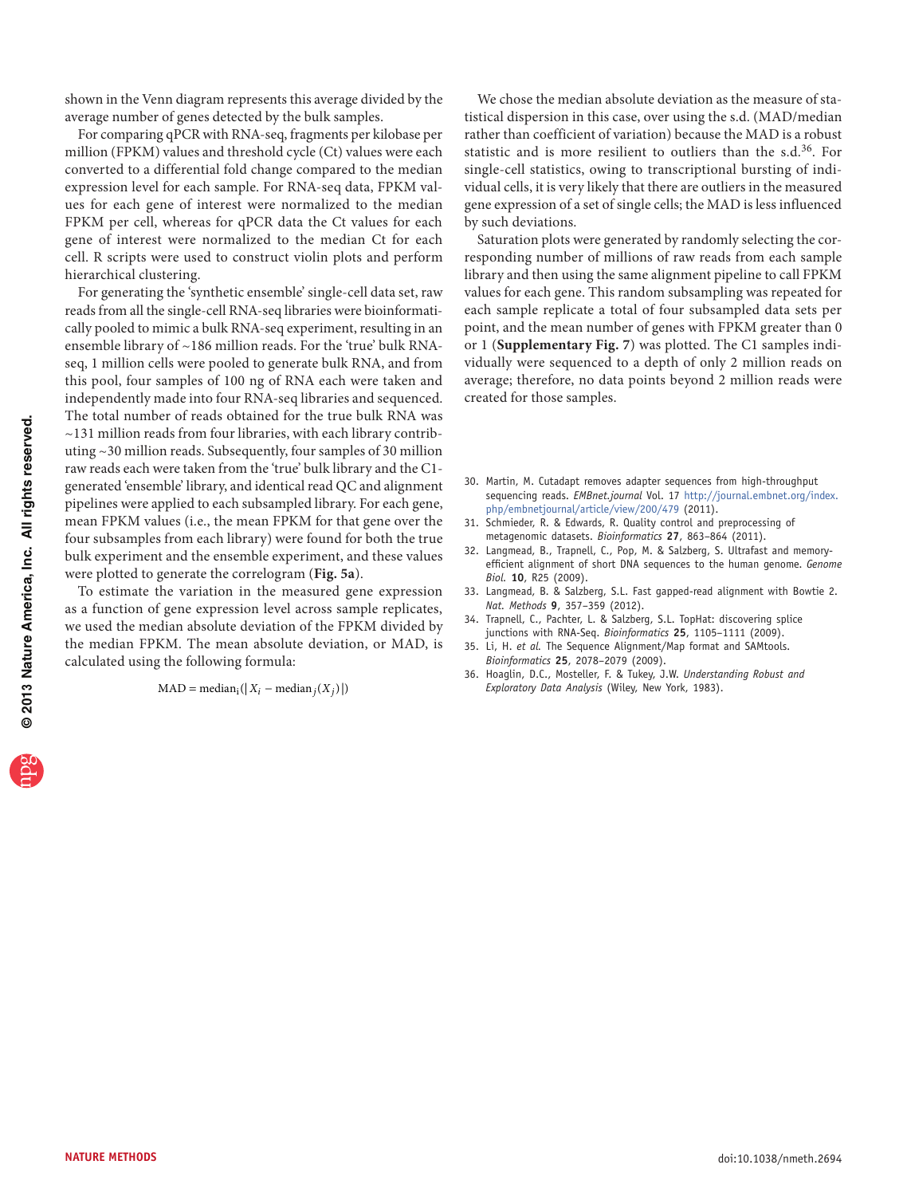shown in the Venn diagram represents this average divided by the average number of genes detected by the bulk samples.

For comparing qPCR with RNA-seq, fragments per kilobase per million (FPKM) values and threshold cycle (Ct) values were each converted to a differential fold change compared to the median expression level for each sample. For RNA-seq data, FPKM values for each gene of interest were normalized to the median FPKM per cell, whereas for qPCR data the Ct values for each gene of interest were normalized to the median Ct for each cell. R scripts were used to construct violin plots and perform hierarchical clustering.

For generating the 'synthetic ensemble' single-cell data set, raw reads from all the single-cell RNA-seq libraries were bioinformatically pooled to mimic a bulk RNA-seq experiment, resulting in an ensemble library of ~186 million reads. For the 'true' bulk RNA-seq, 1 million cells were pooled to generate bulk RNA, and from this pool, four samples of 100 ng of RNA each were taken and independently made into four RNA-seq libraries and sequenced. The total number of reads obtained for the true bulk RNA was ~131 million reads from four libraries, with each library contributing ~30 million reads. Subsequently, four samples of 30 million raw reads each were taken from the 'true' bulk library and the C1-generated 'ensemble' library, and identical read QC and alignment pipelines were applied to each subsampled library. For each gene, mean FPKM values (i.e., the mean FPKM for that gene over the four subsamples from each library) were found for both the true bulk experiment and the ensemble experiment, and these values were plotted to generate the correlogram (**Fig. 5a**).

To estimate the variation in the measured gene expression as a function of gene expression level across sample replicates, we used the median absolute deviation of the FPKM divided by the median FPKM. The mean absolute deviation, or MAD, is calculated using the following formula:

$$\text{MAD} = \text{median}_i(|X_i - \text{median}_j(X_j)|)$$

We chose the median absolute deviation as the measure of statistical dispersion in this case, over using the s.d. (MAD/median rather than coefficient of variation) because the MAD is a robust statistic and is more resilient to outliers than the s.d.[36]. For single-cell statistics, owing to transcriptional bursting of individual cells, it is very likely that there are outliers in the measured gene expression of a set of single cells; the MAD is less influenced by such deviations.

Saturation plots were generated by randomly selecting the corresponding number of millions of raw reads from each sample library and then using the same alignment pipeline to call FPKM values for each gene. This random subsampling was repeated for each sample replicate a total of four subsampled data sets per point, and the mean number of genes with FPKM greater than 0 or 1 (**Supplementary Fig. 7**) was plotted. The C1 samples individually were sequenced to a depth of only 2 million reads on average; therefore, no data points beyond 2 million reads were created for those samples.

30. Martin, M. Cutadapt removes adapter sequences from high-throughput sequencing reads. *EMBnet.journal* Vol. 17 http://journal.embnet.org/index.php/embnetjournal/article/view/200/479 (2011).
31. Schmieder, R. & Edwards, R. Quality control and preprocessing of metagenomic datasets. *Bioinformatics* **27**, 863–864 (2011).
32. Langmead, B., Trapnell, C., Pop, M. & Salzberg, S. Ultrafast and memory-efficient alignment of short DNA sequences to the human genome. *Genome Biol.* **10**, R25 (2009).
33. Langmead, B. & Salzberg, S.L. Fast gapped-read alignment with Bowtie 2. *Nat. Methods* **9**, 357–359 (2012).
34. Trapnell, C., Pachter, L. & Salzberg, S.L. TopHat: discovering splice junctions with RNA-Seq. *Bioinformatics* **25**, 1105–1111 (2009).
35. Li, H. *et al.* The Sequence Alignment/Map format and SAMtools. *Bioinformatics* **25**, 2078–2079 (2009).
36. Hoaglin, D.C., Mosteller, F. & Tukey, J.W. *Understanding Robust and Exploratory Data Analysis* (Wiley, New York, 1983).